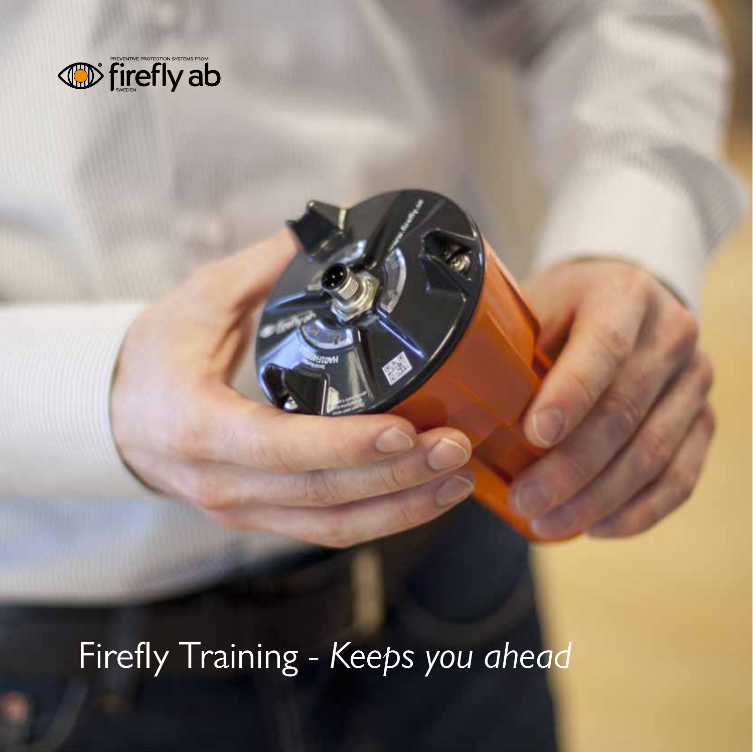PREVENTIVE PROTECTION SYSTEMS FROM firefly ab SWEDEN

# Firefly Training - *Keeps you ahead*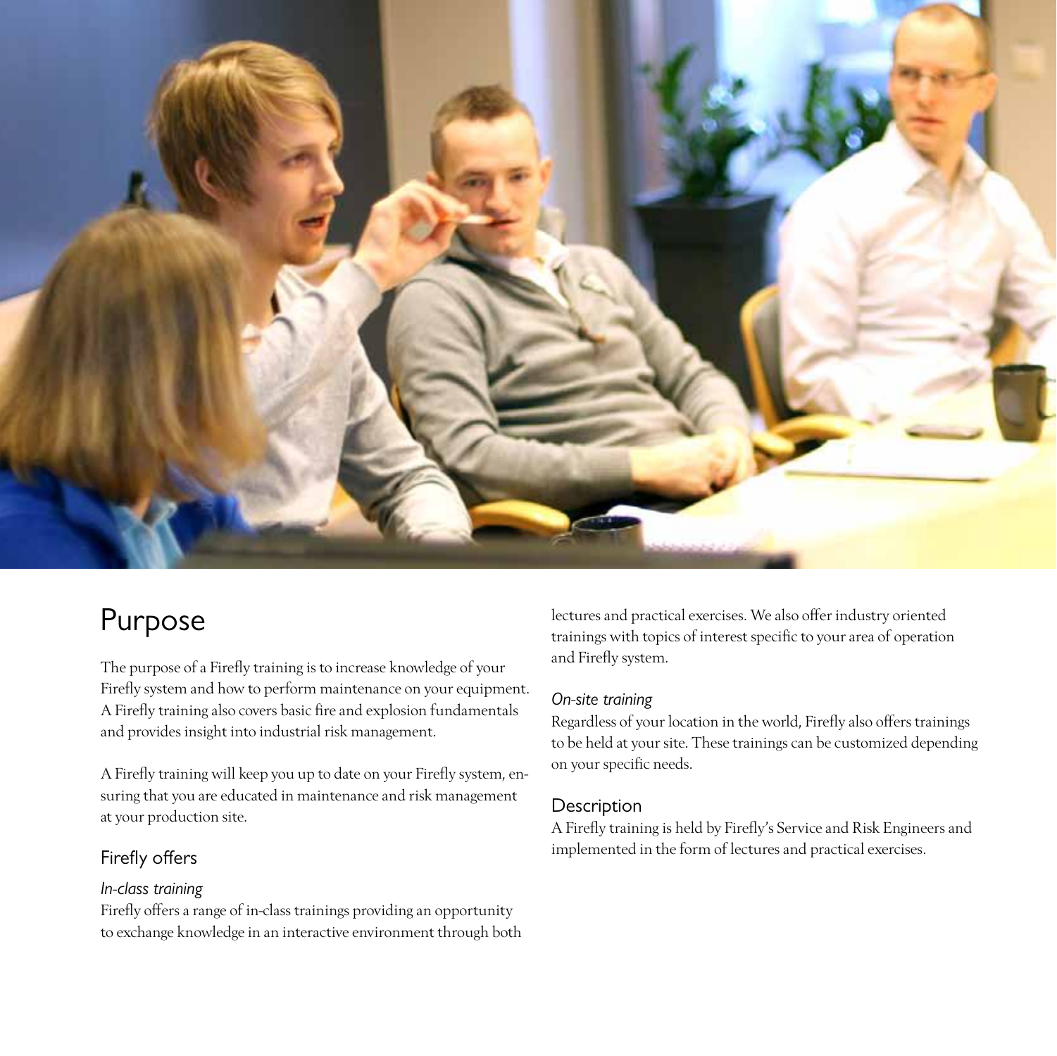# Purpose

The purpose of a Firefly training is to increase knowledge of your Firefly system and how to perform maintenance on your equipment. A Firefly training also covers basic fire and explosion fundamentals and provides insight into industrial risk management.

A Firefly training will keep you up to date on your Firefly system, ensuring that you are educated in maintenance and risk management at your production site.

## Firefly offers

*In-class training*

Firefly offers a range of in-class trainings providing an opportunity to exchange knowledge in an interactive environment through both lectures and practical exercises. We also offer industry oriented trainings with topics of interest specific to your area of operation and Firefly system.

*On-site training*

Regardless of your location in the world, Firefly also offers trainings to be held at your site. These trainings can be customized depending on your specific needs.

## Description

A Firefly training is held by Firefly's Service and Risk Engineers and implemented in the form of lectures and practical exercises.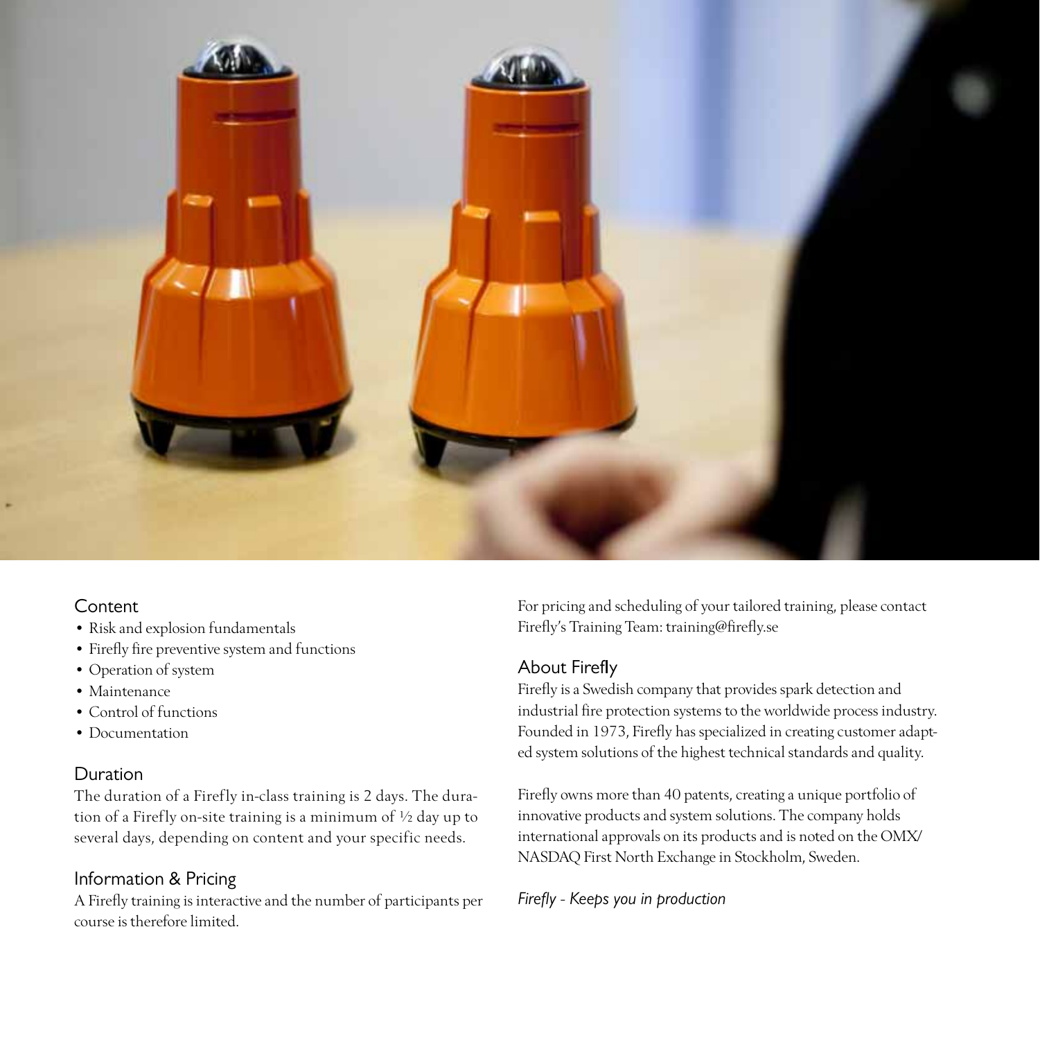## Content

- Risk and explosion fundamentals
- Firefly fire preventive system and functions
- Operation of system
- Maintenance
- Control of functions
- Documentation

## Duration

The duration of a Firefly in-class training is 2 days. The duration of a Firefly on-site training is a minimum of ½ day up to several days, depending on content and your specific needs.

## Information & Pricing

A Firefly training is interactive and the number of participants per course is therefore limited.

For pricing and scheduling of your tailored training, please contact Firefly's Training Team: training@firefly.se

## About Firefly

Firefly is a Swedish company that provides spark detection and industrial fire protection systems to the worldwide process industry. Founded in 1973, Firefly has specialized in creating customer adapted system solutions of the highest technical standards and quality.

Firefly owns more than 40 patents, creating a unique portfolio of innovative products and system solutions. The company holds international approvals on its products and is noted on the OMX/NASDAQ First North Exchange in Stockholm, Sweden.

*Firefly - Keeps you in production*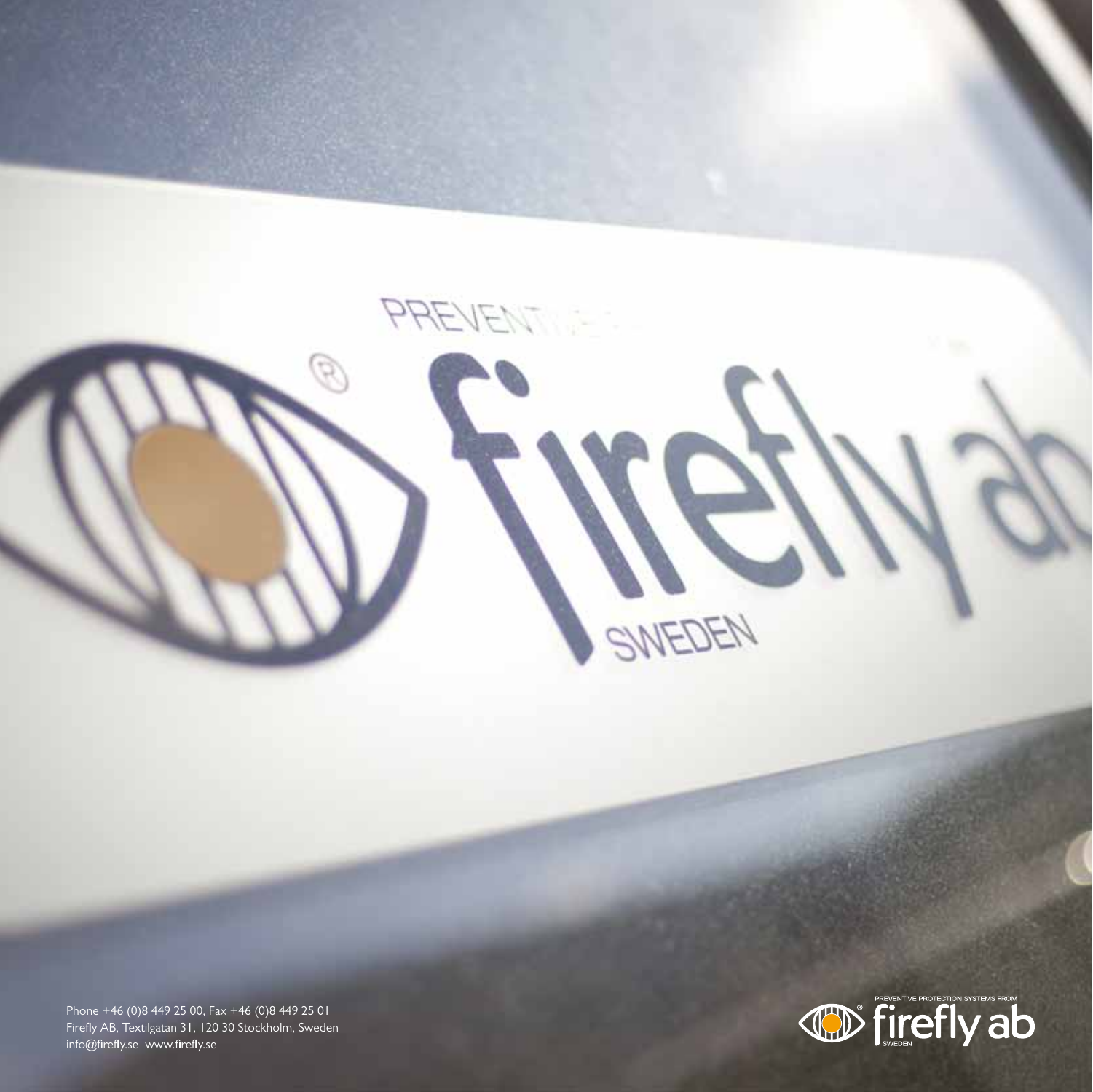Phone +46 (0)8 449 25 00, Fax +46 (0)8 449 25 01
Firefly AB, Textilgatan 31, 120 30 Stockholm, Sweden
info@firefly.se www.firefly.se

PREVENTIVE PROTECTION SYSTEMS FROM firefly ab SWEDEN